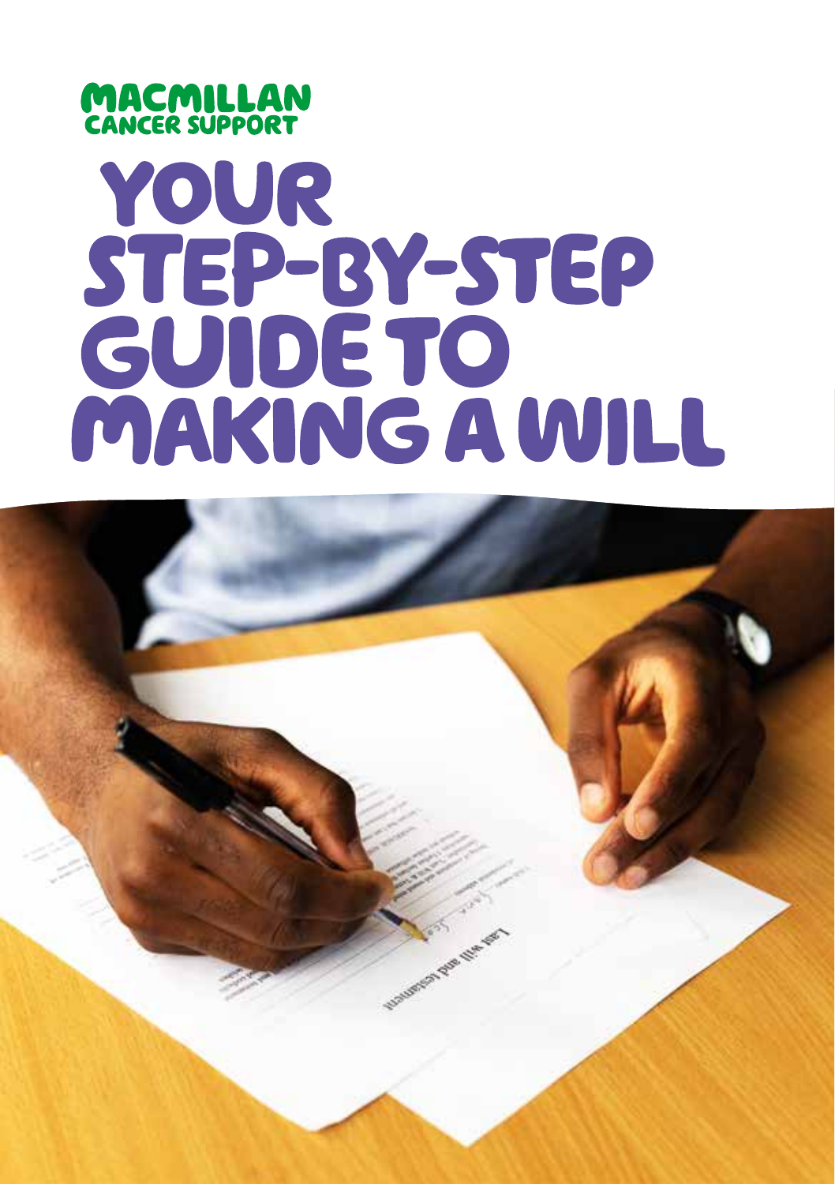MACMILLAN CANCER SUPPORT

# YOUR STEP-BY-STEP GUIDE TO MAKING A WILL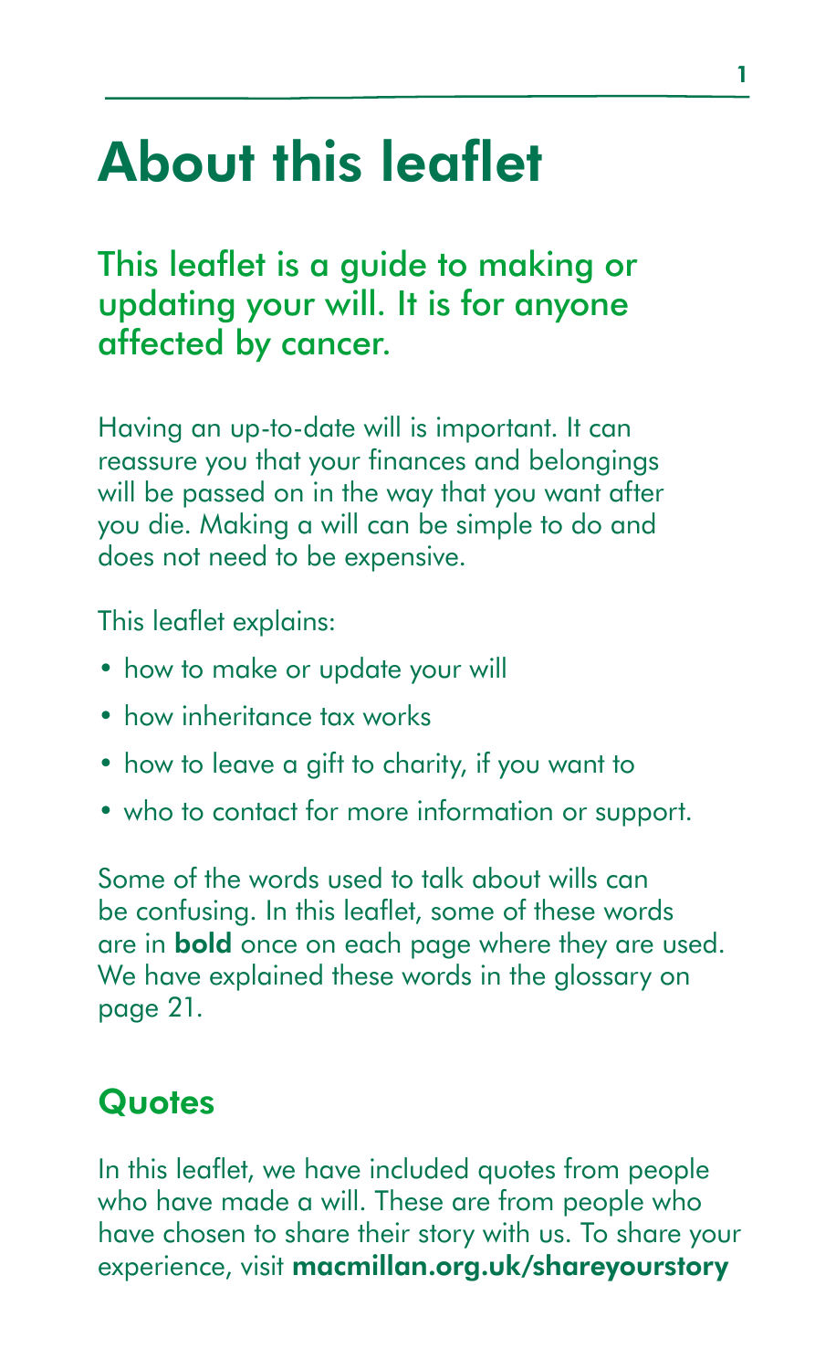# About this leaflet

## This leaflet is a guide to making or updating your will. It is for anyone affected by cancer.

Having an up-to-date will is important. It can reassure you that your finances and belongings will be passed on in the way that you want after you die. Making a will can be simple to do and does not need to be expensive.

This leaflet explains:

- how to make or update your will
- how inheritance tax works
- how to leave a gift to charity, if you want to
- who to contact for more information or support.

Some of the words used to talk about wills can be confusing. In this leaflet, some of these words are in **bold** once on each page where they are used. We have explained these words in the glossary on page 21.

## Quotes

In this leaflet, we have included quotes from people who have made a will. These are from people who have chosen to share their story with us. To share your experience, visit **macmillan.org.uk/shareyourstory**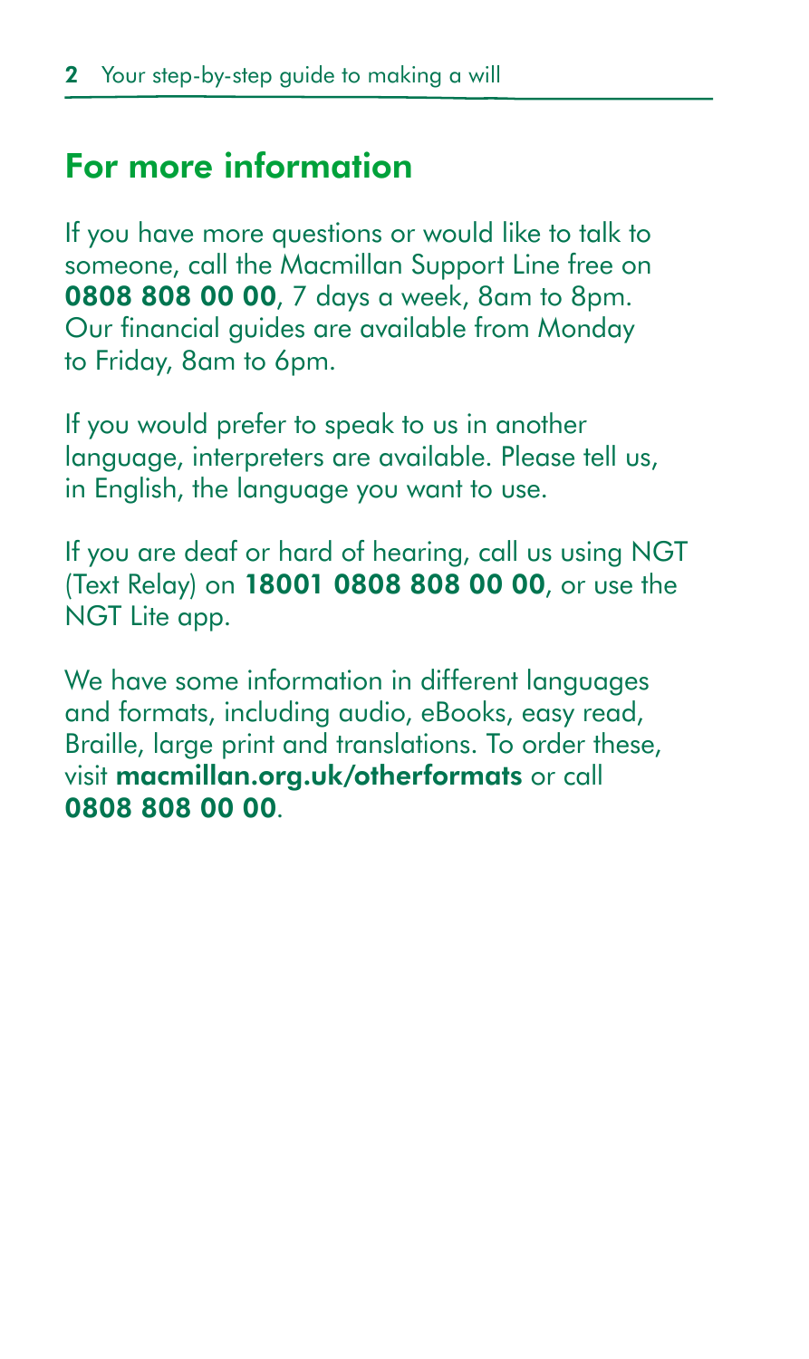## For more information

If you have more questions or would like to talk to someone, call the Macmillan Support Line free on **0808 808 00 00**, 7 days a week, 8am to 8pm. Our financial guides are available from Monday to Friday, 8am to 6pm.

If you would prefer to speak to us in another language, interpreters are available. Please tell us, in English, the language you want to use.

If you are deaf or hard of hearing, call us using NGT (Text Relay) on **18001 0808 808 00 00**, or use the NGT Lite app.

We have some information in different languages and formats, including audio, eBooks, easy read, Braille, large print and translations. To order these, visit **macmillan.org.uk/otherformats** or call **0808 808 00 00**.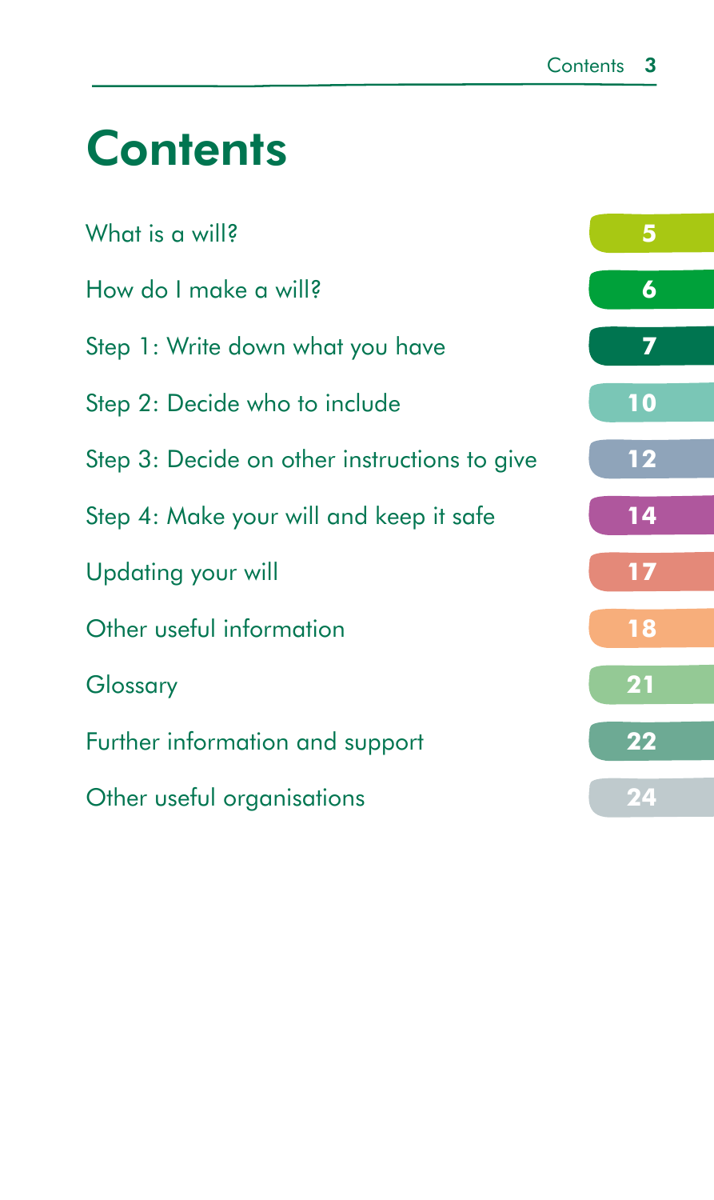# Contents

| | |
|---|---|
| What is a will? | 5 |
| How do I make a will? | 6 |
| Step 1: Write down what you have | 7 |
| Step 2: Decide who to include | 10 |
| Step 3: Decide on other instructions to give | 12 |
| Step 4: Make your will and keep it safe | 14 |
| Updating your will | 17 |
| Other useful information | 18 |
| Glossary | 21 |
| Further information and support | 22 |
| Other useful organisations | 24 |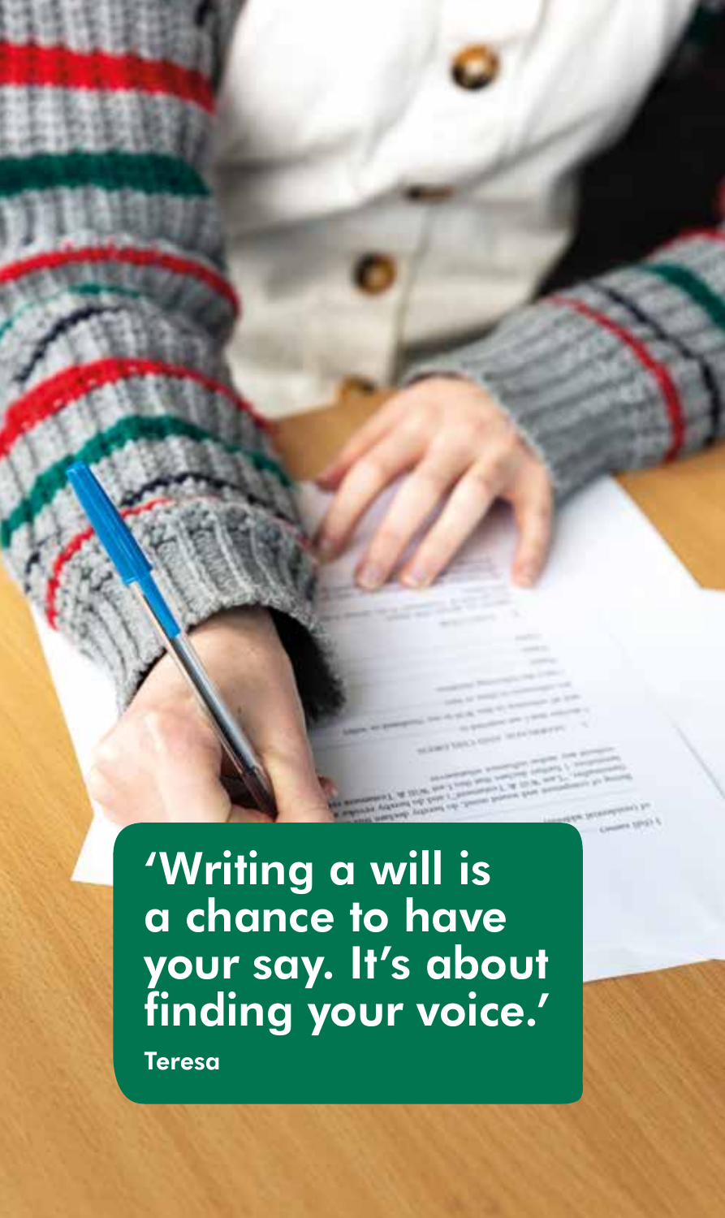'Writing a will is a chance to have your say. It's about finding your voice.'

**Teresa**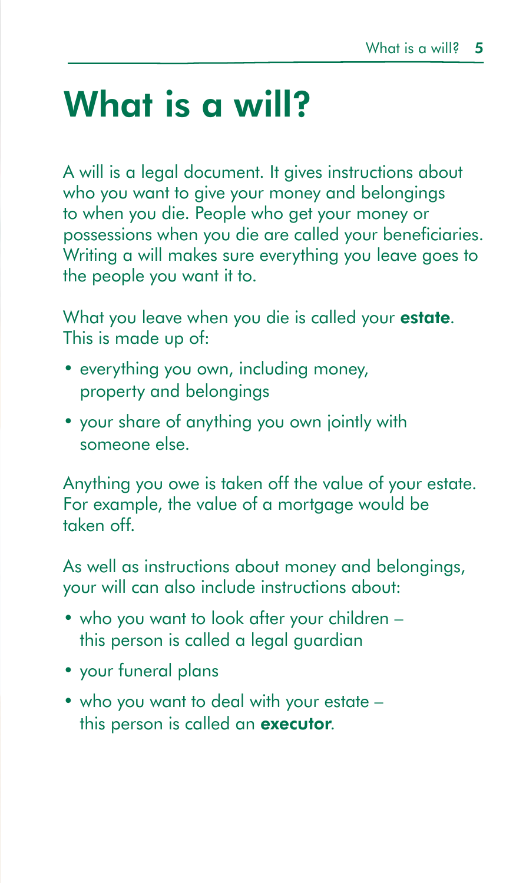# What is a will?

A will is a legal document. It gives instructions about who you want to give your money and belongings to when you die. People who get your money or possessions when you die are called your beneficiaries. Writing a will makes sure everything you leave goes to the people you want it to.

What you leave when you die is called your **estate**. This is made up of:

- everything you own, including money, property and belongings
- your share of anything you own jointly with someone else.

Anything you owe is taken off the value of your estate. For example, the value of a mortgage would be taken off.

As well as instructions about money and belongings, your will can also include instructions about:

- who you want to look after your children – this person is called a legal guardian
- your funeral plans
- who you want to deal with your estate – this person is called an **executor**.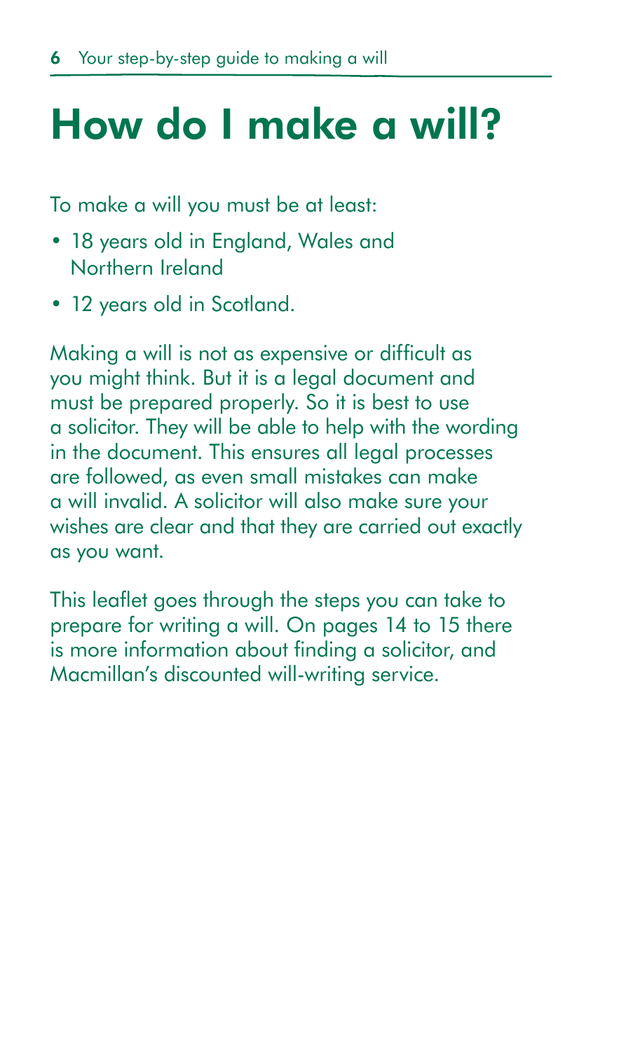# How do I make a will?

To make a will you must be at least:

- 18 years old in England, Wales and Northern Ireland
- 12 years old in Scotland.

Making a will is not as expensive or difficult as you might think. But it is a legal document and must be prepared properly. So it is best to use a solicitor. They will be able to help with the wording in the document. This ensures all legal processes are followed, as even small mistakes can make a will invalid. A solicitor will also make sure your wishes are clear and that they are carried out exactly as you want.

This leaflet goes through the steps you can take to prepare for writing a will. On pages 14 to 15 there is more information about finding a solicitor, and Macmillan's discounted will-writing service.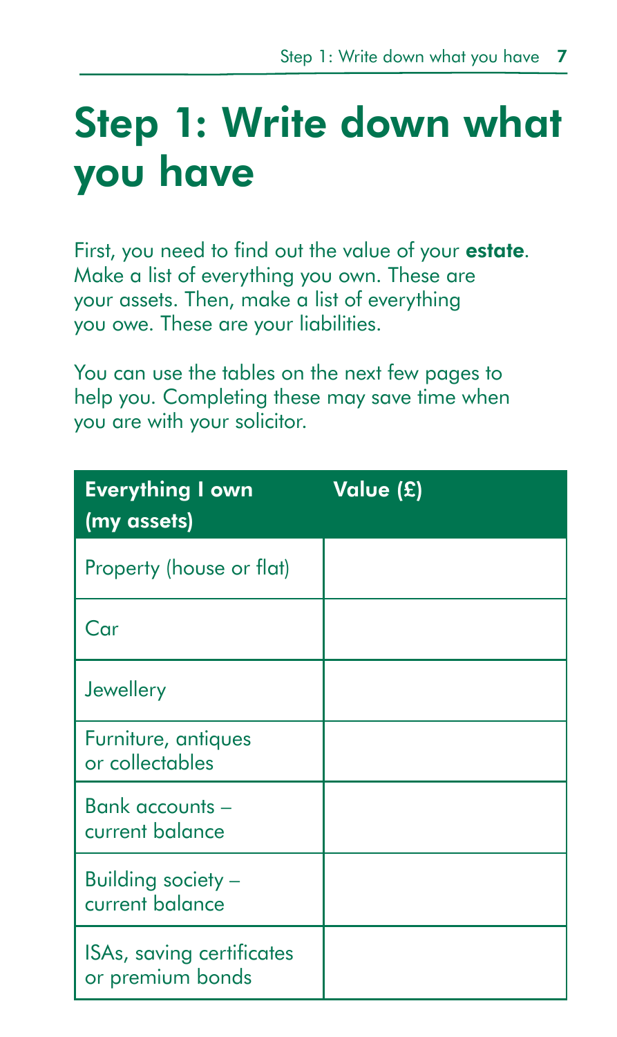# Step 1: Write down what you have

First, you need to find out the value of your **estate**. Make a list of everything you own. These are your assets. Then, make a list of everything you owe. These are your liabilities.

You can use the tables on the next few pages to help you. Completing these may save time when you are with your solicitor.

| Everything I own (my assets) | Value (£) |
|---|---|
| Property (house or flat) | |
| Car | |
| Jewellery | |
| Furniture, antiques or collectables | |
| Bank accounts – current balance | |
| Building society – current balance | |
| ISAs, saving certificates or premium bonds | |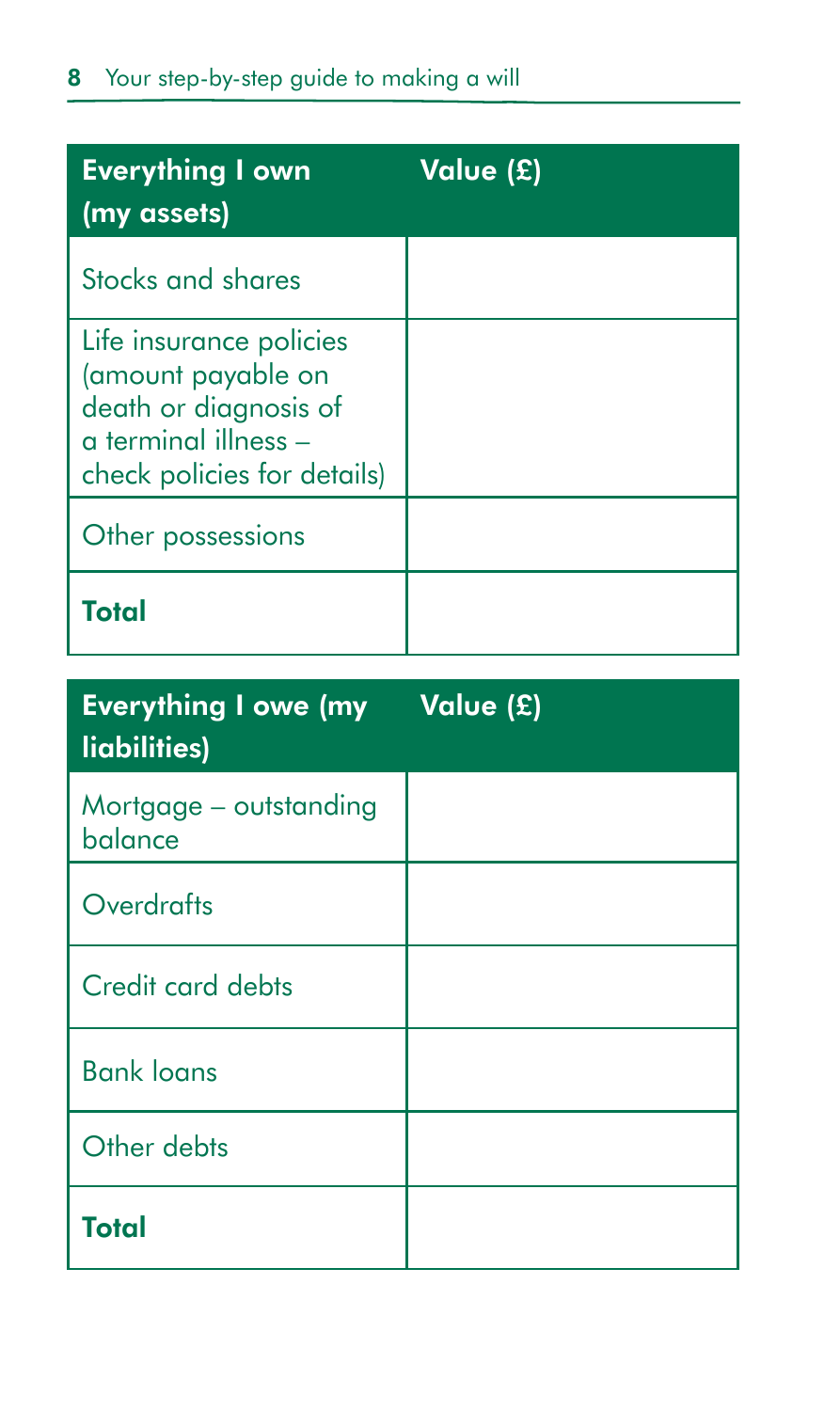| Everything I own (my assets) | Value (£) |
|---|---|
| Stocks and shares | |
| Life insurance policies (amount payable on death or diagnosis of a terminal illness – check policies for details) | |
| Other possessions | |
| **Total** | |

| Everything I owe (my liabilities) | Value (£) |
|---|---|
| Mortgage – outstanding balance | |
| Overdrafts | |
| Credit card debts | |
| Bank loans | |
| Other debts | |
| **Total** | |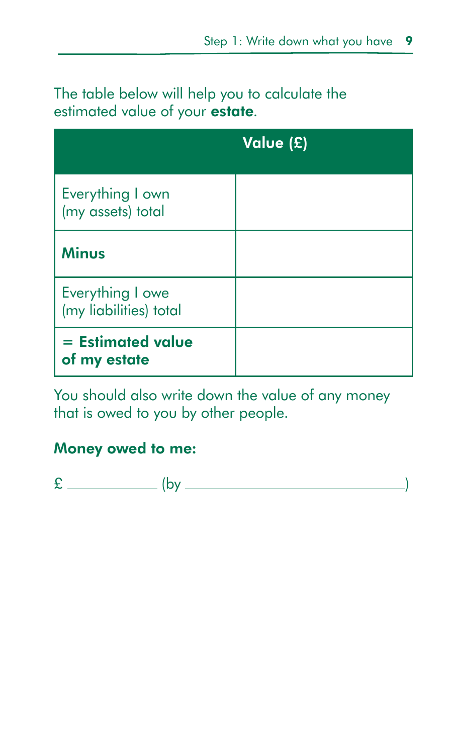The table below will help you to calculate the estimated value of your **estate**.

| | Value (£) |
|---|---|
| Everything I own (my assets) total | |
| **Minus** | |
| Everything I owe (my liabilities) total | |
| **= Estimated value of my estate** | |

You should also write down the value of any money that is owed to you by other people.

**Money owed to me:**

£ ____________ (by ______________________________)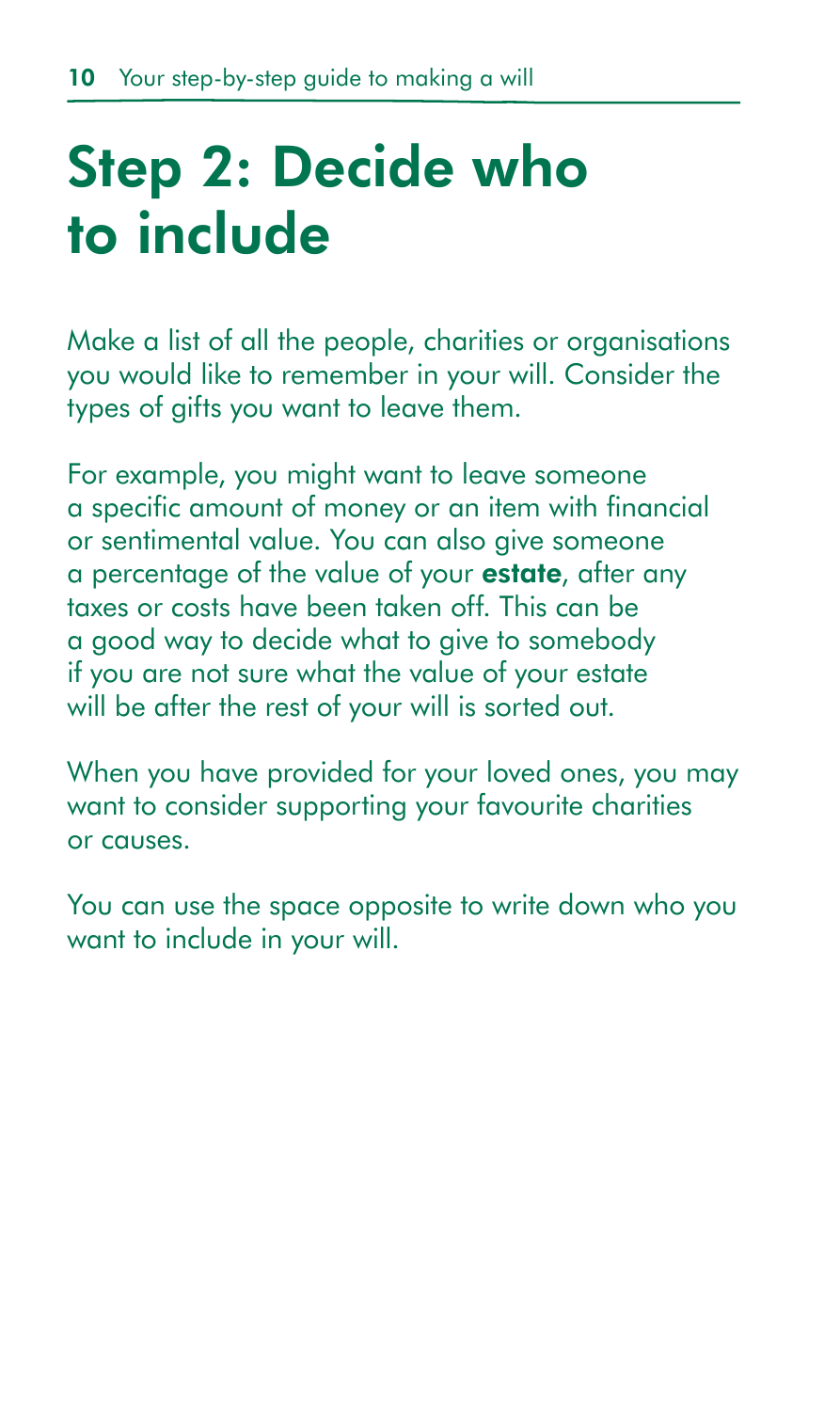# Step 2: Decide who to include

Make a list of all the people, charities or organisations you would like to remember in your will. Consider the types of gifts you want to leave them.

For example, you might want to leave someone a specific amount of money or an item with financial or sentimental value. You can also give someone a percentage of the value of your **estate**, after any taxes or costs have been taken off. This can be a good way to decide what to give to somebody if you are not sure what the value of your estate will be after the rest of your will is sorted out.

When you have provided for your loved ones, you may want to consider supporting your favourite charities or causes.

You can use the space opposite to write down who you want to include in your will.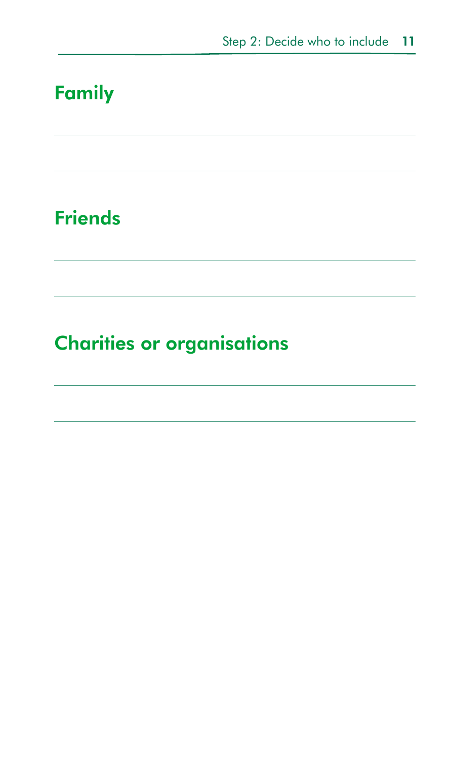## Family

## Friends

## Charities or organisations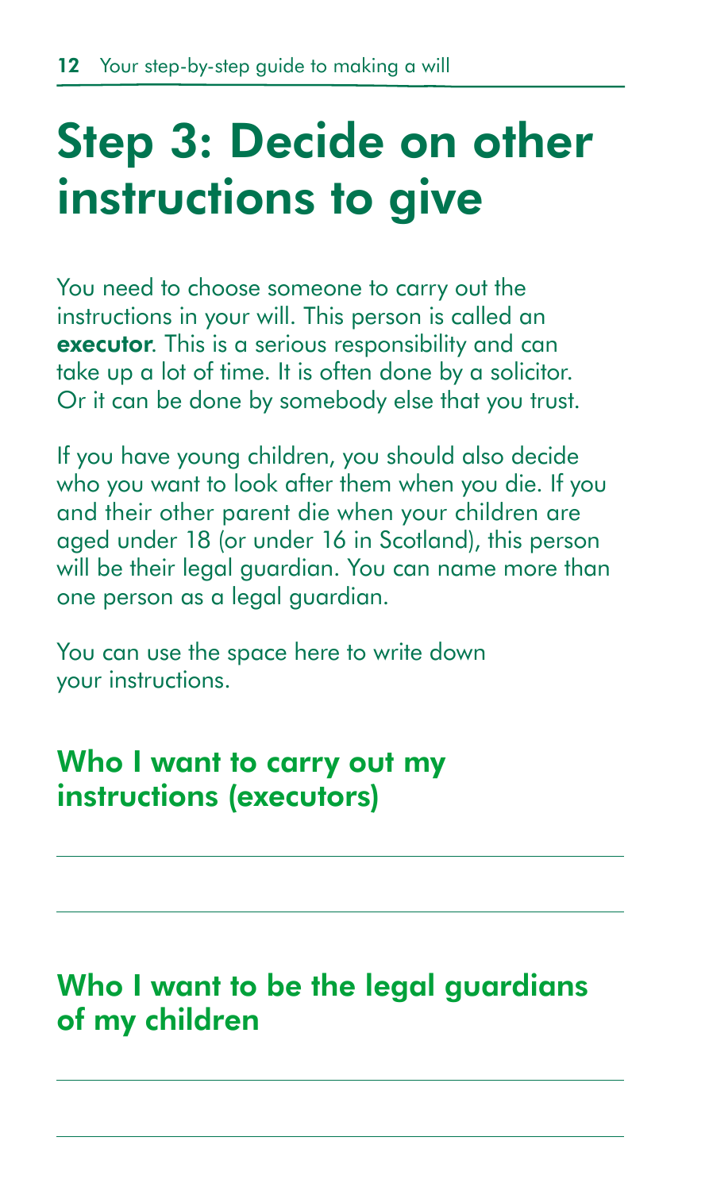# Step 3: Decide on other instructions to give

You need to choose someone to carry out the instructions in your will. This person is called an **executor**. This is a serious responsibility and can take up a lot of time. It is often done by a solicitor. Or it can be done by somebody else that you trust.

If you have young children, you should also decide who you want to look after them when you die. If you and their other parent die when your children are aged under 18 (or under 16 in Scotland), this person will be their legal guardian. You can name more than one person as a legal guardian.

You can use the space here to write down your instructions.

## Who I want to carry out my instructions (executors)

## Who I want to be the legal guardians of my children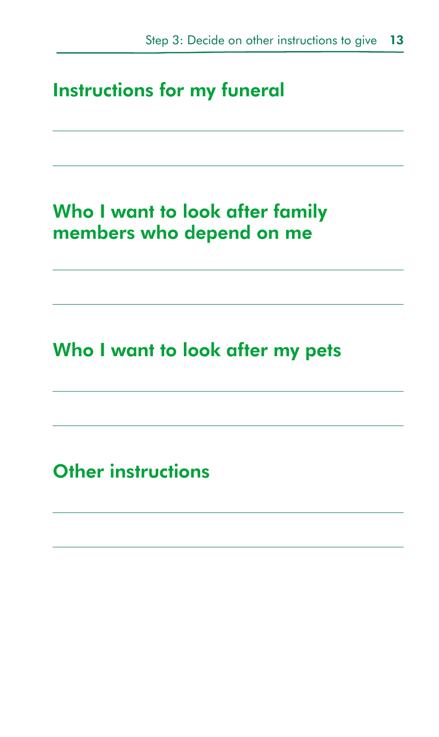## Instructions for my funeral

## Who I want to look after family members who depend on me

## Who I want to look after my pets

## Other instructions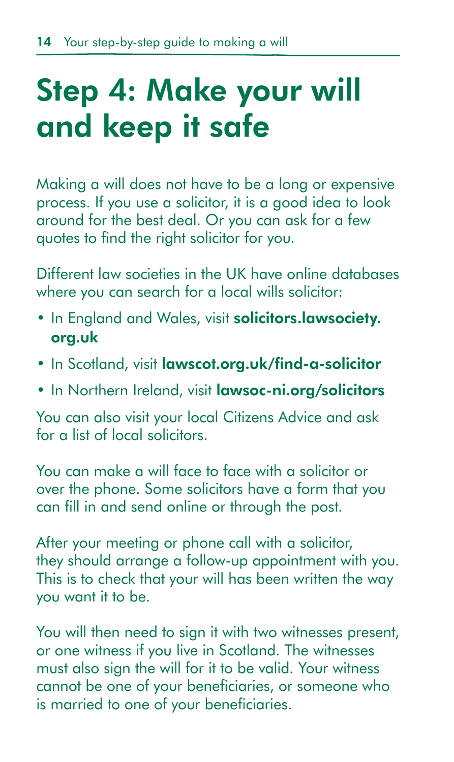# Step 4: Make your will and keep it safe

Making a will does not have to be a long or expensive process. If you use a solicitor, it is a good idea to look around for the best deal. Or you can ask for a few quotes to find the right solicitor for you.

Different law societies in the UK have online databases where you can search for a local wills solicitor:

- In England and Wales, visit **solicitors.lawsociety.org.uk**
- In Scotland, visit **lawscot.org.uk/find-a-solicitor**
- In Northern Ireland, visit **lawsoc-ni.org/solicitors**

You can also visit your local Citizens Advice and ask for a list of local solicitors.

You can make a will face to face with a solicitor or over the phone. Some solicitors have a form that you can fill in and send online or through the post.

After your meeting or phone call with a solicitor, they should arrange a follow-up appointment with you. This is to check that your will has been written the way you want it to be.

You will then need to sign it with two witnesses present, or one witness if you live in Scotland. The witnesses must also sign the will for it to be valid. Your witness cannot be one of your beneficiaries, or someone who is married to one of your beneficiaries.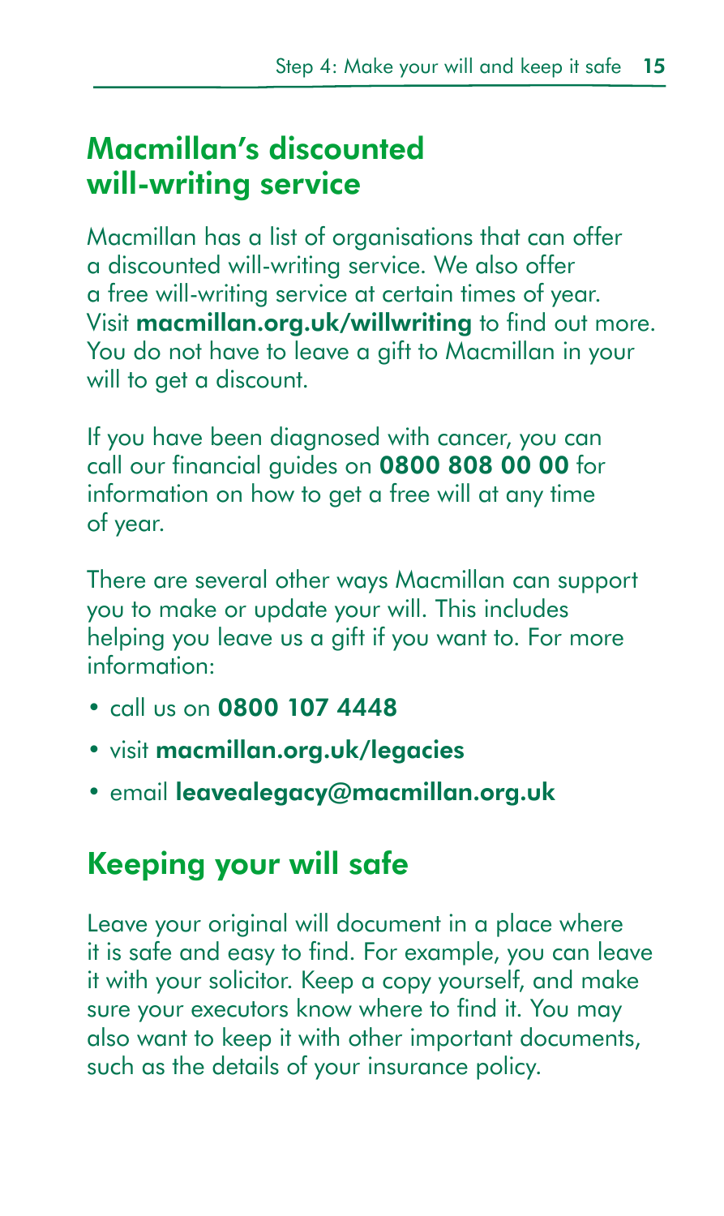## Macmillan's discounted will-writing service

Macmillan has a list of organisations that can offer a discounted will-writing service. We also offer a free will-writing service at certain times of year. Visit **macmillan.org.uk/willwriting** to find out more. You do not have to leave a gift to Macmillan in your will to get a discount.

If you have been diagnosed with cancer, you can call our financial guides on **0800 808 00 00** for information on how to get a free will at any time of year.

There are several other ways Macmillan can support you to make or update your will. This includes helping you leave us a gift if you want to. For more information:

- call us on **0800 107 4448**
- visit **macmillan.org.uk/legacies**
- email **leavealegacy@macmillan.org.uk**

## Keeping your will safe

Leave your original will document in a place where it is safe and easy to find. For example, you can leave it with your solicitor. Keep a copy yourself, and make sure your executors know where to find it. You may also want to keep it with other important documents, such as the details of your insurance policy.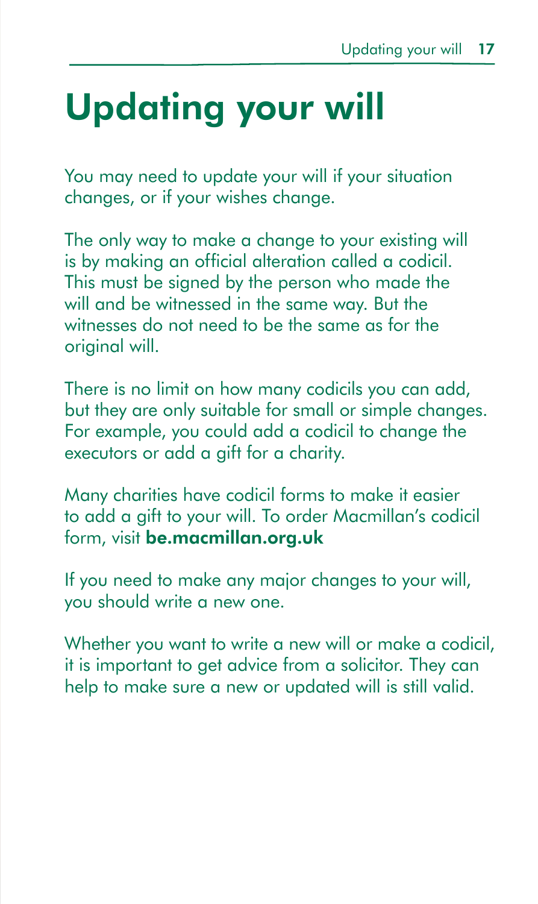# Updating your will

You may need to update your will if your situation changes, or if your wishes change.

The only way to make a change to your existing will is by making an official alteration called a codicil. This must be signed by the person who made the will and be witnessed in the same way. But the witnesses do not need to be the same as for the original will.

There is no limit on how many codicils you can add, but they are only suitable for small or simple changes. For example, you could add a codicil to change the executors or add a gift for a charity.

Many charities have codicil forms to make it easier to add a gift to your will. To order Macmillan's codicil form, visit **be.macmillan.org.uk**

If you need to make any major changes to your will, you should write a new one.

Whether you want to write a new will or make a codicil, it is important to get advice from a solicitor. They can help to make sure a new or updated will is still valid.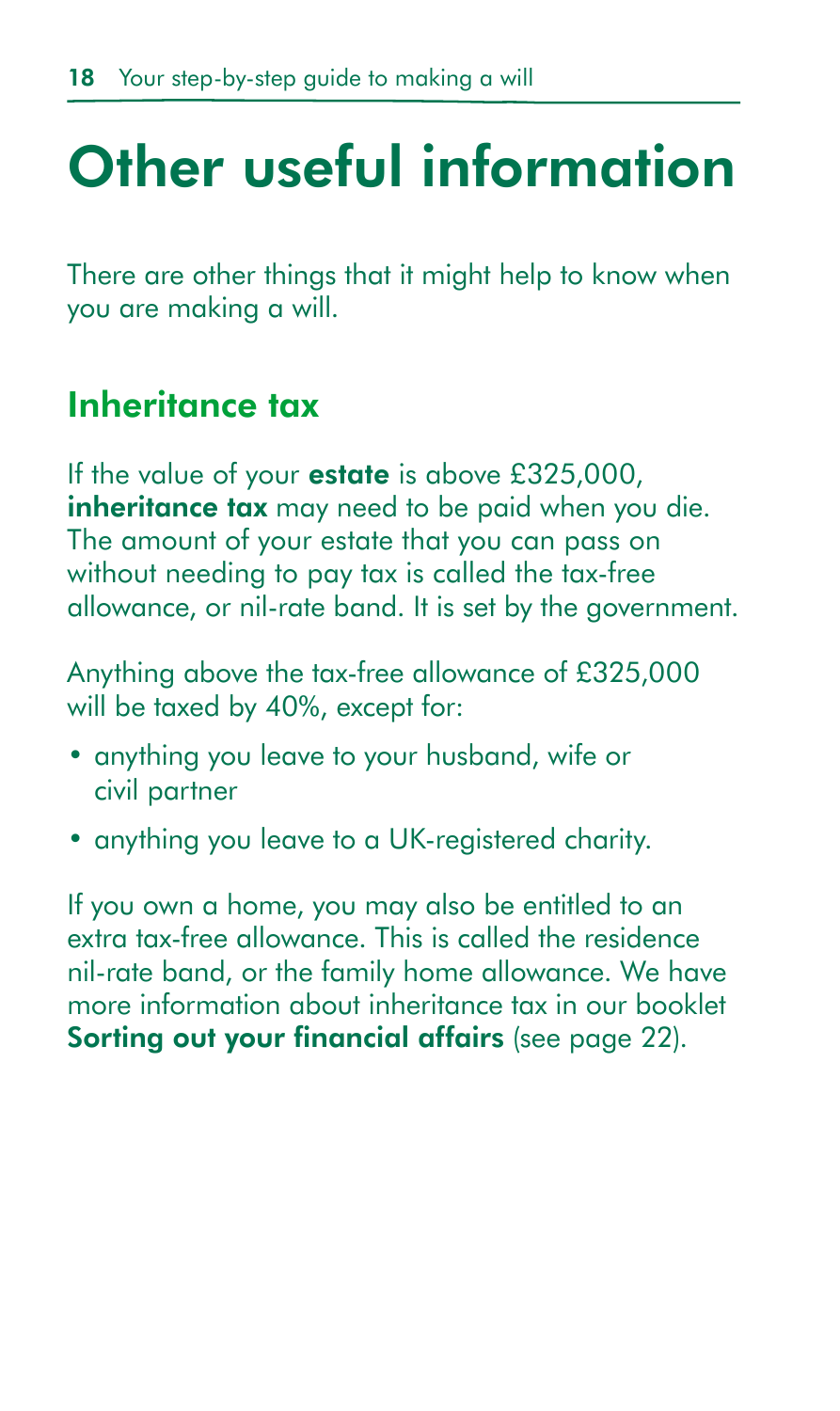# Other useful information

There are other things that it might help to know when you are making a will.

## Inheritance tax

If the value of your **estate** is above £325,000, **inheritance tax** may need to be paid when you die. The amount of your estate that you can pass on without needing to pay tax is called the tax-free allowance, or nil-rate band. It is set by the government.

Anything above the tax-free allowance of £325,000 will be taxed by 40%, except for:

- anything you leave to your husband, wife or civil partner
- anything you leave to a UK-registered charity.

If you own a home, you may also be entitled to an extra tax-free allowance. This is called the residence nil-rate band, or the family home allowance. We have more information about inheritance tax in our booklet **Sorting out your financial affairs** (see page 22).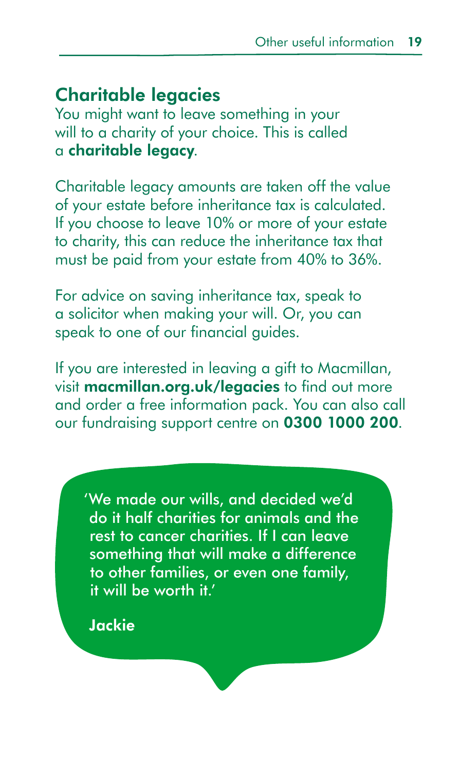## Charitable legacies

You might want to leave something in your will to a charity of your choice. This is called a **charitable legacy**.

Charitable legacy amounts are taken off the value of your estate before inheritance tax is calculated. If you choose to leave 10% or more of your estate to charity, this can reduce the inheritance tax that must be paid from your estate from 40% to 36%.

For advice on saving inheritance tax, speak to a solicitor when making your will. Or, you can speak to one of our financial guides.

If you are interested in leaving a gift to Macmillan, visit **macmillan.org.uk/legacies** to find out more and order a free information pack. You can also call our fundraising support centre on **0300 1000 200**.

> 'We made our wills, and decided we'd do it half charities for animals and the rest to cancer charities. If I can leave something that will make a difference to other families, or even one family, it will be worth it.'
>
> **Jackie**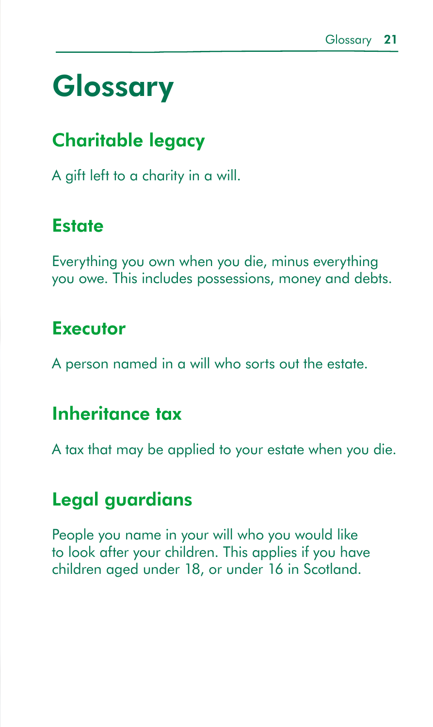# Glossary

## Charitable legacy

A gift left to a charity in a will.

## Estate

Everything you own when you die, minus everything you owe. This includes possessions, money and debts.

## Executor

A person named in a will who sorts out the estate.

## Inheritance tax

A tax that may be applied to your estate when you die.

## Legal guardians

People you name in your will who you would like to look after your children. This applies if you have children aged under 18, or under 16 in Scotland.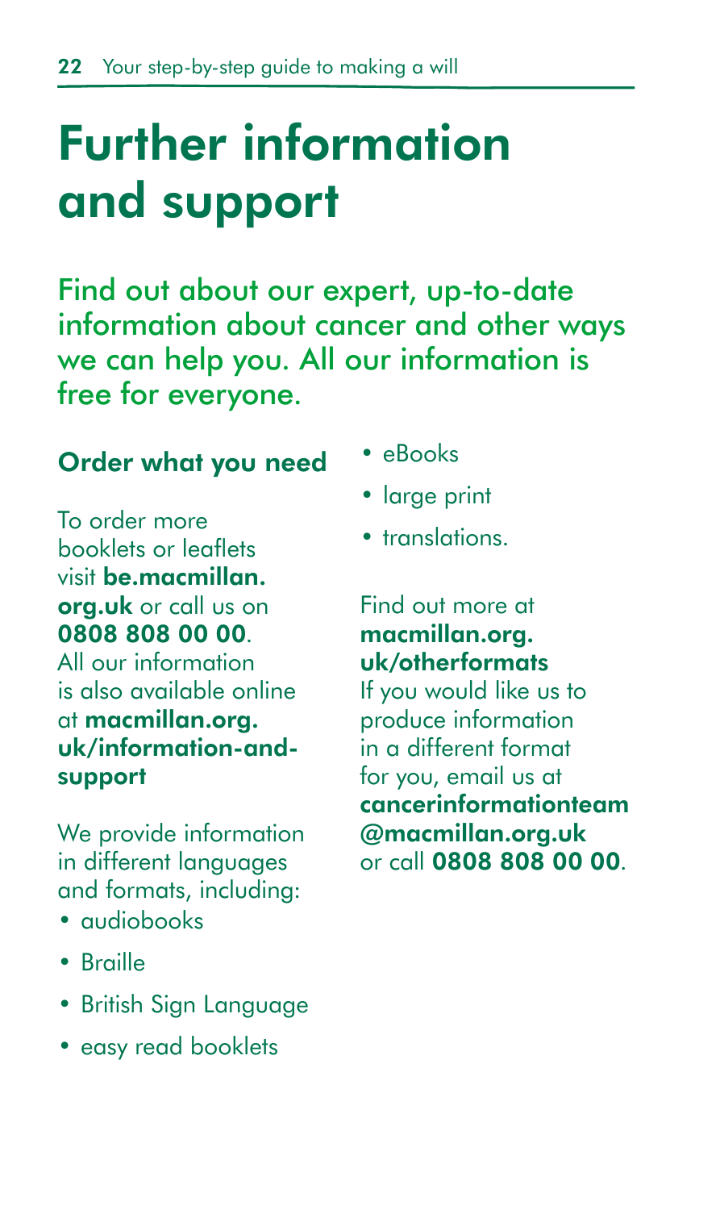# Further information and support

## Find out about our expert, up-to-date information about cancer and other ways we can help you. All our information is free for everyone.

### Order what you need

To order more booklets or leaflets visit **be.macmillan.org.uk** or call us on **0808 808 00 00**. All our information is also available online at **macmillan.org.uk/information-and-support**

We provide information in different languages and formats, including:

- audiobooks
- Braille
- British Sign Language
- easy read booklets
- eBooks
- large print
- translations.

Find out more at **macmillan.org.uk/otherformats**
If you would like us to produce information in a different format for you, email us at **cancerinformationteam@macmillan.org.uk** or call **0808 808 00 00**.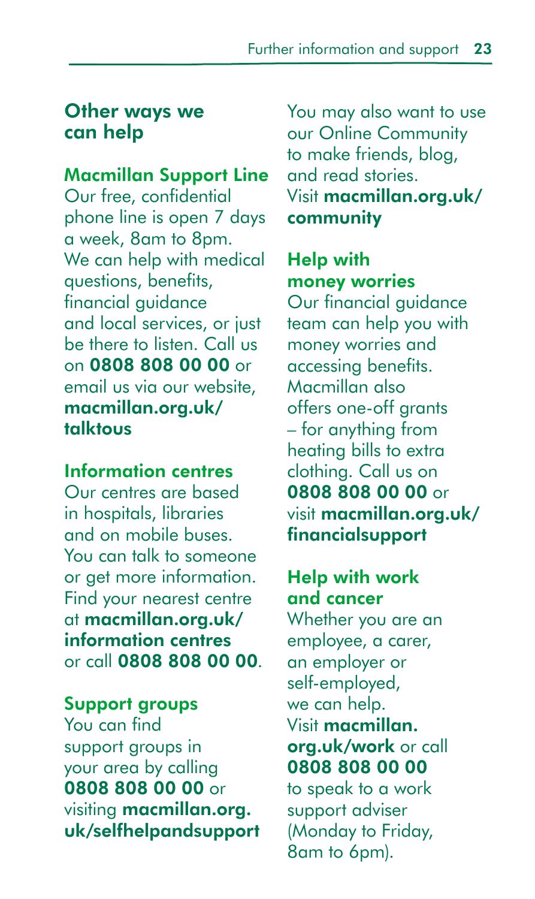## Other ways we can help

### Macmillan Support Line

Our free, confidential phone line is open 7 days a week, 8am to 8pm. We can help with medical questions, benefits, financial guidance and local services, or just be there to listen. Call us on **0808 808 00 00** or email us via our website, **macmillan.org.uk/talktous**

### Information centres

Our centres are based in hospitals, libraries and on mobile buses. You can talk to someone or get more information. Find your nearest centre at **macmillan.org.uk/information centres** or call **0808 808 00 00**.

### Support groups

You can find support groups in your area by calling **0808 808 00 00** or visiting **macmillan.org.uk/selfhelpandsupport**

You may also want to use our Online Community to make friends, blog, and read stories. Visit **macmillan.org.uk/community**

### Help with money worries

Our financial guidance team can help you with money worries and accessing benefits. Macmillan also offers one-off grants – for anything from heating bills to extra clothing. Call us on **0808 808 00 00** or visit **macmillan.org.uk/financialsupport**

### Help with work and cancer

Whether you are an employee, a carer, an employer or self-employed, we can help. Visit **macmillan.org.uk/work** or call **0808 808 00 00** to speak to a work support adviser (Monday to Friday, 8am to 6pm).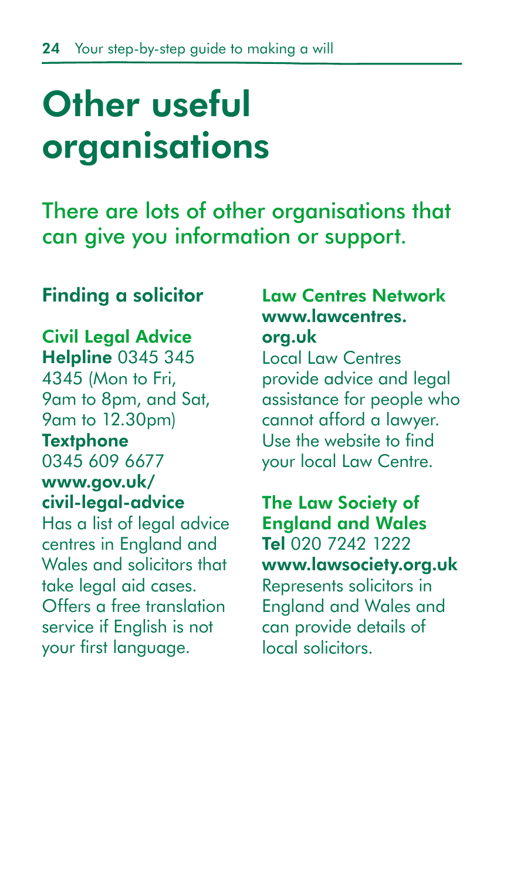# Other useful organisations

There are lots of other organisations that can give you information or support.

## Finding a solicitor

**Civil Legal Advice**
**Helpline** 0345 345 4345 (Mon to Fri, 9am to 8pm, and Sat, 9am to 12.30pm)
**Textphone** 0345 609 6677
**www.gov.uk/civil-legal-advice**
Has a list of legal advice centres in England and Wales and solicitors that take legal aid cases. Offers a free translation service if English is not your first language.

**Law Centres Network**
**www.lawcentres.org.uk**
Local Law Centres provide advice and legal assistance for people who cannot afford a lawyer. Use the website to find your local Law Centre.

**The Law Society of England and Wales**
**Tel** 020 7242 1222
**www.lawsociety.org.uk**
Represents solicitors in England and Wales and can provide details of local solicitors.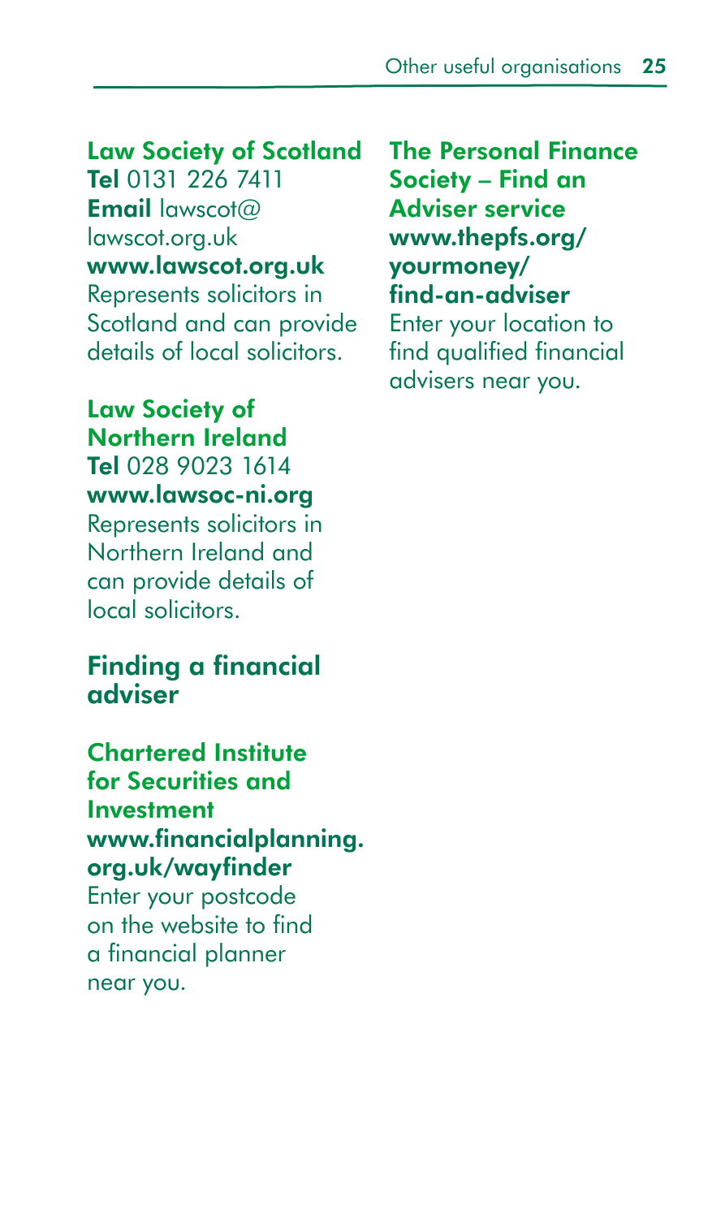### Law Society of Scotland

**Tel** 0131 226 7411
**Email** lawscot@lawscot.org.uk
**www.lawscot.org.uk**
Represents solicitors in Scotland and can provide details of local solicitors.

### Law Society of Northern Ireland

**Tel** 028 9023 1614
**www.lawsoc-ni.org**
Represents solicitors in Northern Ireland and can provide details of local solicitors.

## Finding a financial adviser

### Chartered Institute for Securities and Investment

**www.financialplanning.org.uk/wayfinder**
Enter your postcode on the website to find a financial planner near you.

### The Personal Finance Society – Find an Adviser service

**www.thepfs.org/yourmoney/find-an-adviser**
Enter your location to find qualified financial advisers near you.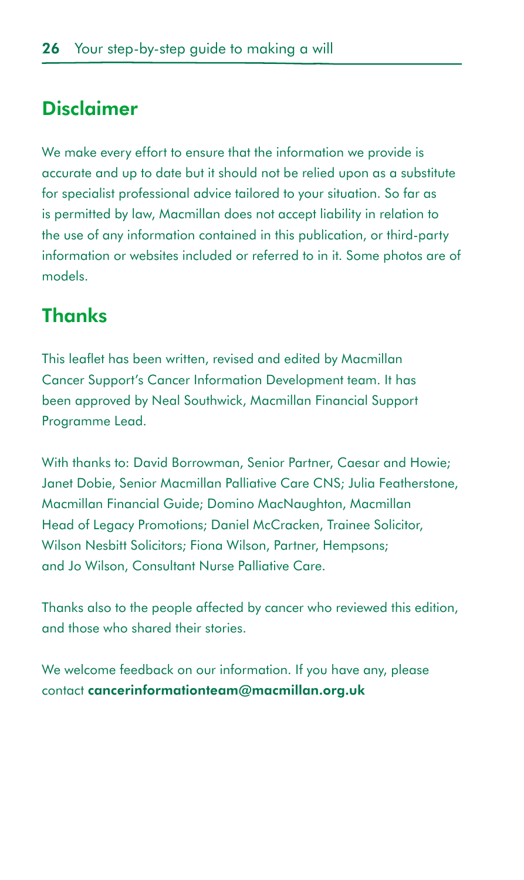## Disclaimer

We make every effort to ensure that the information we provide is accurate and up to date but it should not be relied upon as a substitute for specialist professional advice tailored to your situation. So far as is permitted by law, Macmillan does not accept liability in relation to the use of any information contained in this publication, or third-party information or websites included or referred to in it. Some photos are of models.

## Thanks

This leaflet has been written, revised and edited by Macmillan Cancer Support's Cancer Information Development team. It has been approved by Neal Southwick, Macmillan Financial Support Programme Lead.

With thanks to: David Borrowman, Senior Partner, Caesar and Howie; Janet Dobie, Senior Macmillan Palliative Care CNS; Julia Featherstone, Macmillan Financial Guide; Domino MacNaughton, Macmillan Head of Legacy Promotions; Daniel McCracken, Trainee Solicitor, Wilson Nesbitt Solicitors; Fiona Wilson, Partner, Hempsons; and Jo Wilson, Consultant Nurse Palliative Care.

Thanks also to the people affected by cancer who reviewed this edition, and those who shared their stories.

We welcome feedback on our information. If you have any, please contact **cancerinformationteam@macmillan.org.uk**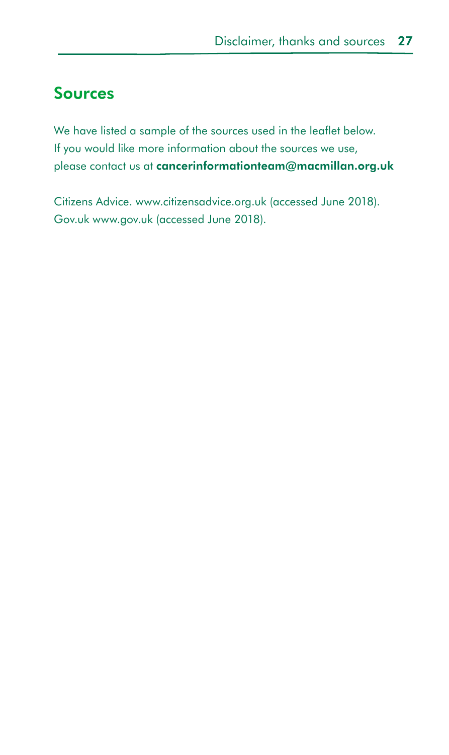## Sources

We have listed a sample of the sources used in the leaflet below. If you would like more information about the sources we use, please contact us at **cancerinformationteam@macmillan.org.uk**

Citizens Advice. www.citizensadvice.org.uk (accessed June 2018).
Gov.uk www.gov.uk (accessed June 2018).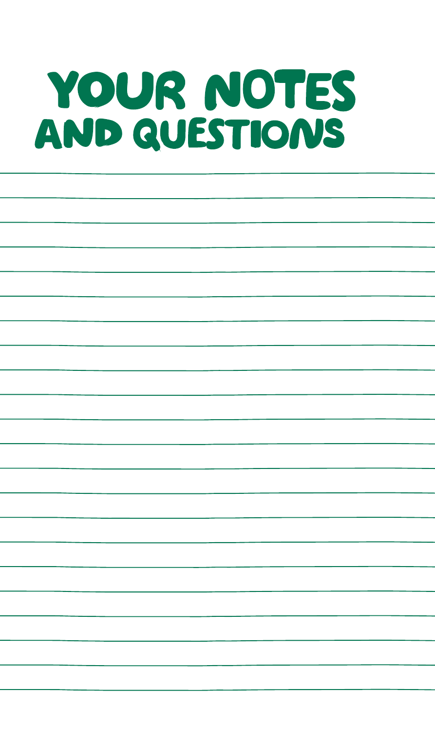# YOUR NOTES AND QUESTIONS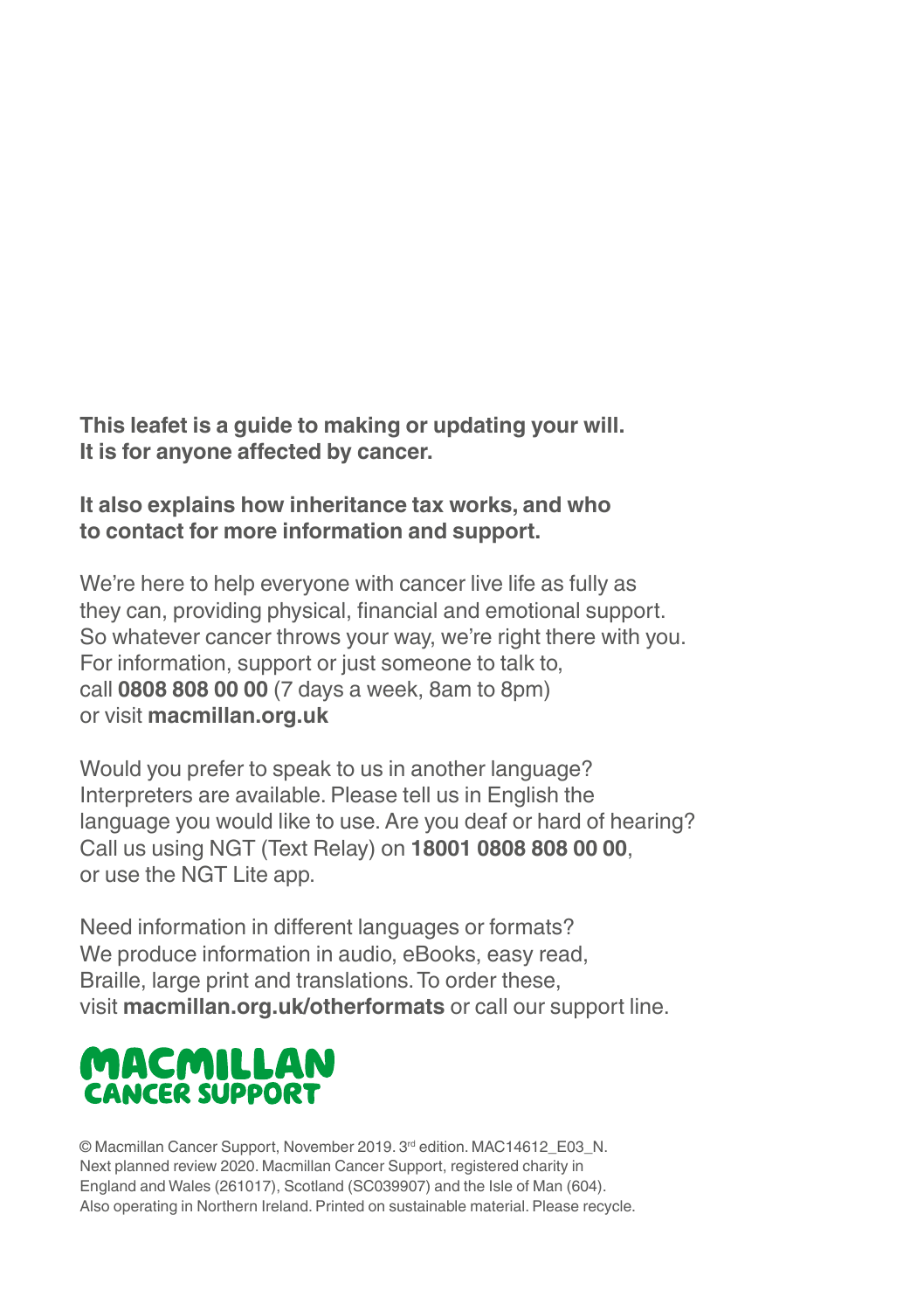**This leaflet is a guide to making or updating your will. It is for anyone affected by cancer.**

**It also explains how inheritance tax works, and who to contact for more information and support.**

We're here to help everyone with cancer live life as fully as they can, providing physical, financial and emotional support. So whatever cancer throws your way, we're right there with you. For information, support or just someone to talk to, call **0808 808 00 00** (7 days a week, 8am to 8pm) or visit **macmillan.org.uk**

Would you prefer to speak to us in another language? Interpreters are available. Please tell us in English the language you would like to use. Are you deaf or hard of hearing? Call us using NGT (Text Relay) on **18001 0808 808 00 00**, or use the NGT Lite app.

Need information in different languages or formats? We produce information in audio, eBooks, easy read, Braille, large print and translations. To order these, visit **macmillan.org.uk/otherformats** or call our support line.

MACMILLAN CANCER SUPPORT

© Macmillan Cancer Support, November 2019. 3rd edition. MAC14612_E03_N. Next planned review 2020. Macmillan Cancer Support, registered charity in England and Wales (261017), Scotland (SC039907) and the Isle of Man (604). Also operating in Northern Ireland. Printed on sustainable material. Please recycle.